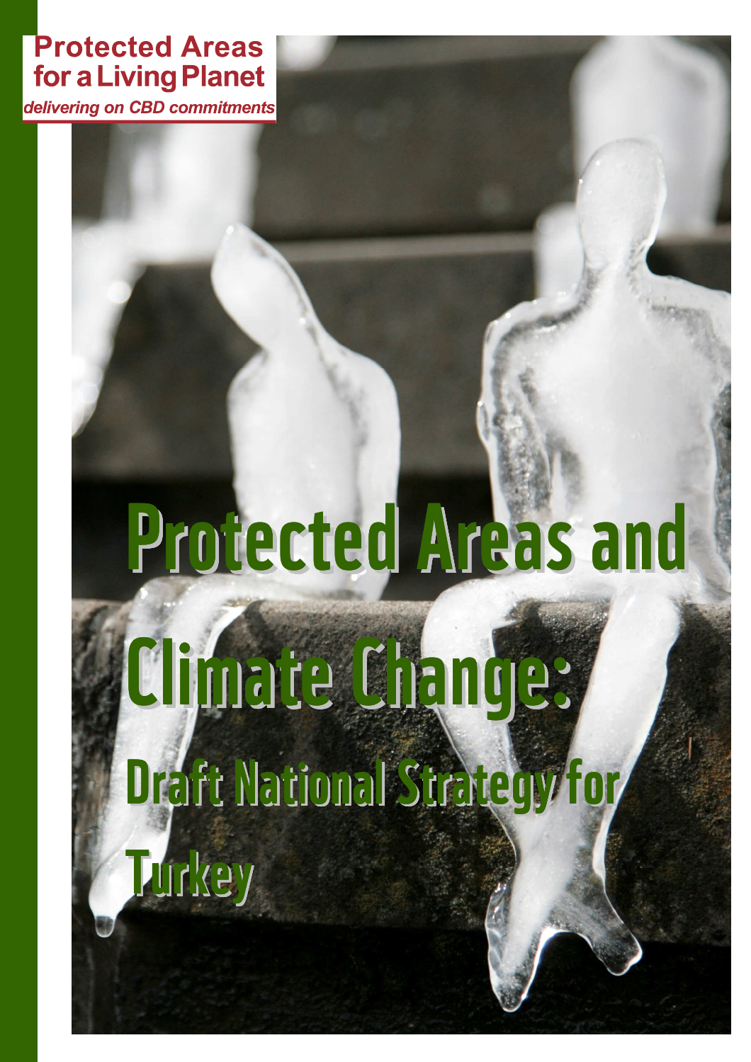**Protected Areas for a Living Planet**

*delivering on CBD commitments*

# Protected Areas and Climate Change:

## Draft National Strategy for Turkey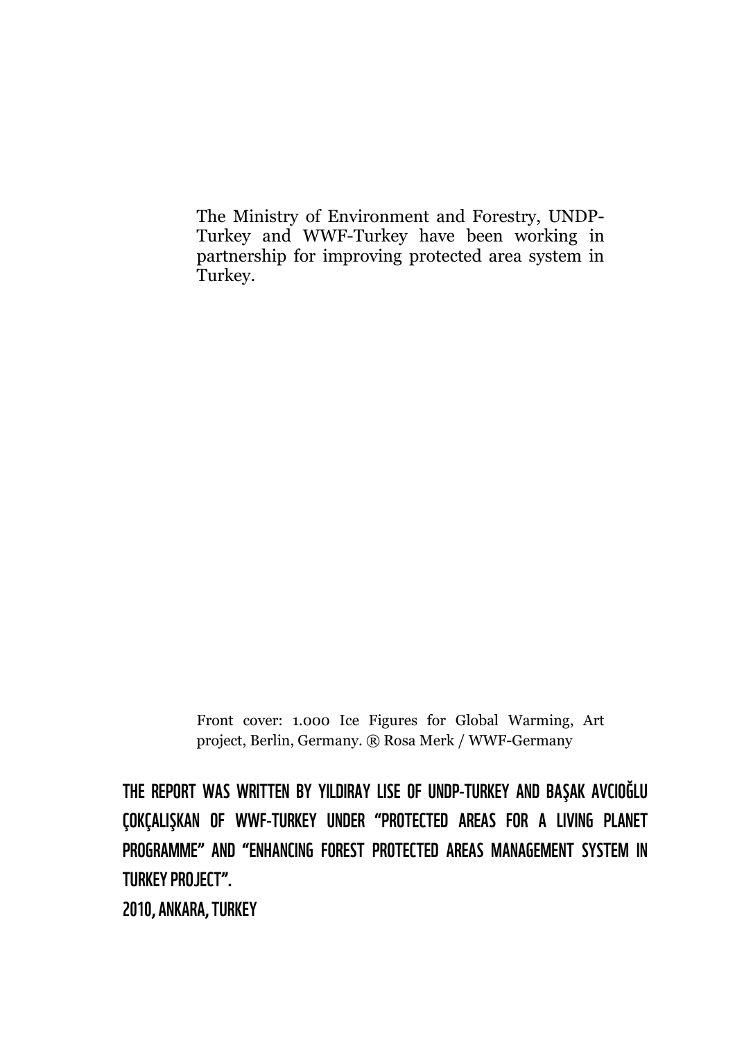The Ministry of Environment and Forestry, UNDP-Turkey and WWF-Turkey have been working in partnership for improving protected area system in Turkey.

Front cover: 1.000 Ice Figures for Global Warming, Art project, Berlin, Germany. ® Rosa Merk / WWF-Germany

**THE REPORT WAS WRITTEN BY YILDIRAY LISE OF UNDP-TURKEY AND BAŞAK AVCIOĞLU ÇOKÇALIŞKAN OF WWF-TURKEY UNDER "PROTECTED AREAS FOR A LIVING PLANET PROGRAMME" AND "ENHANCING FOREST PROTECTED AREAS MANAGEMENT SYSTEM IN TURKEY PROJECT".**

**2010, ANKARA, TURKEY**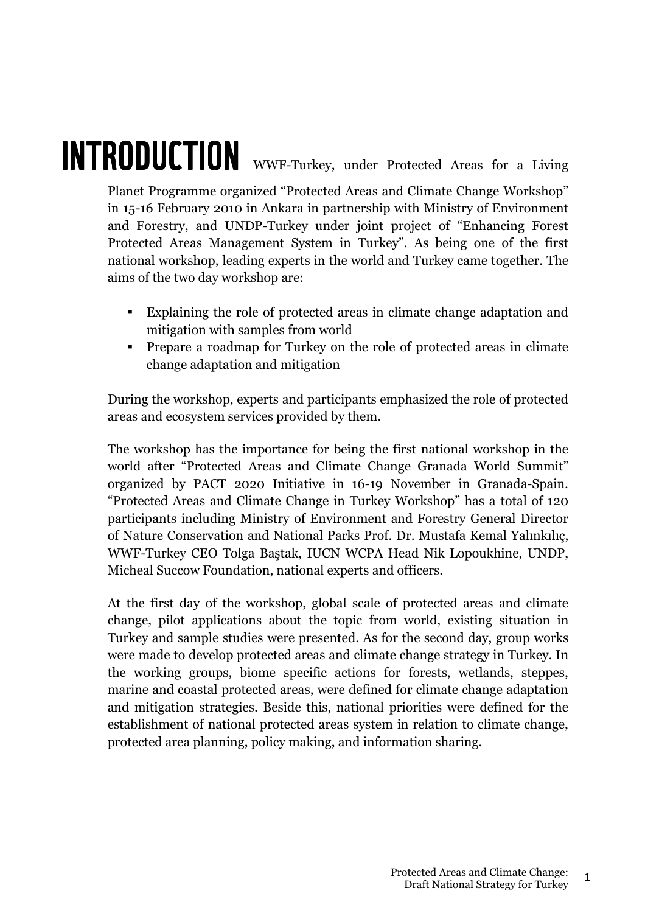# INTRODUCTION

WWF-Turkey, under Protected Areas for a Living Planet Programme organized “Protected Areas and Climate Change Workshop” in 15-16 February 2010 in Ankara in partnership with Ministry of Environment and Forestry, and UNDP-Turkey under joint project of “Enhancing Forest Protected Areas Management System in Turkey”. As being one of the first national workshop, leading experts in the world and Turkey came together. The aims of the two day workshop are:

- Explaining the role of protected areas in climate change adaptation and mitigation with samples from world
- Prepare a roadmap for Turkey on the role of protected areas in climate change adaptation and mitigation

During the workshop, experts and participants emphasized the role of protected areas and ecosystem services provided by them.

The workshop has the importance for being the first national workshop in the world after “Protected Areas and Climate Change Granada World Summit” organized by PACT 2020 Initiative in 16-19 November in Granada-Spain. “Protected Areas and Climate Change in Turkey Workshop” has a total of 120 participants including Ministry of Environment and Forestry General Director of Nature Conservation and National Parks Prof. Dr. Mustafa Kemal Yalınkılıç, WWF-Turkey CEO Tolga Baştak, IUCN WCPA Head Nik Lopoukhine, UNDP, Micheal Succow Foundation, national experts and officers.

At the first day of the workshop, global scale of protected areas and climate change, pilot applications about the topic from world, existing situation in Turkey and sample studies were presented. As for the second day, group works were made to develop protected areas and climate change strategy in Turkey. In the working groups, biome specific actions for forests, wetlands, steppes, marine and coastal protected areas, were defined for climate change adaptation and mitigation strategies. Beside this, national priorities were defined for the establishment of national protected areas system in relation to climate change, protected area planning, policy making, and information sharing.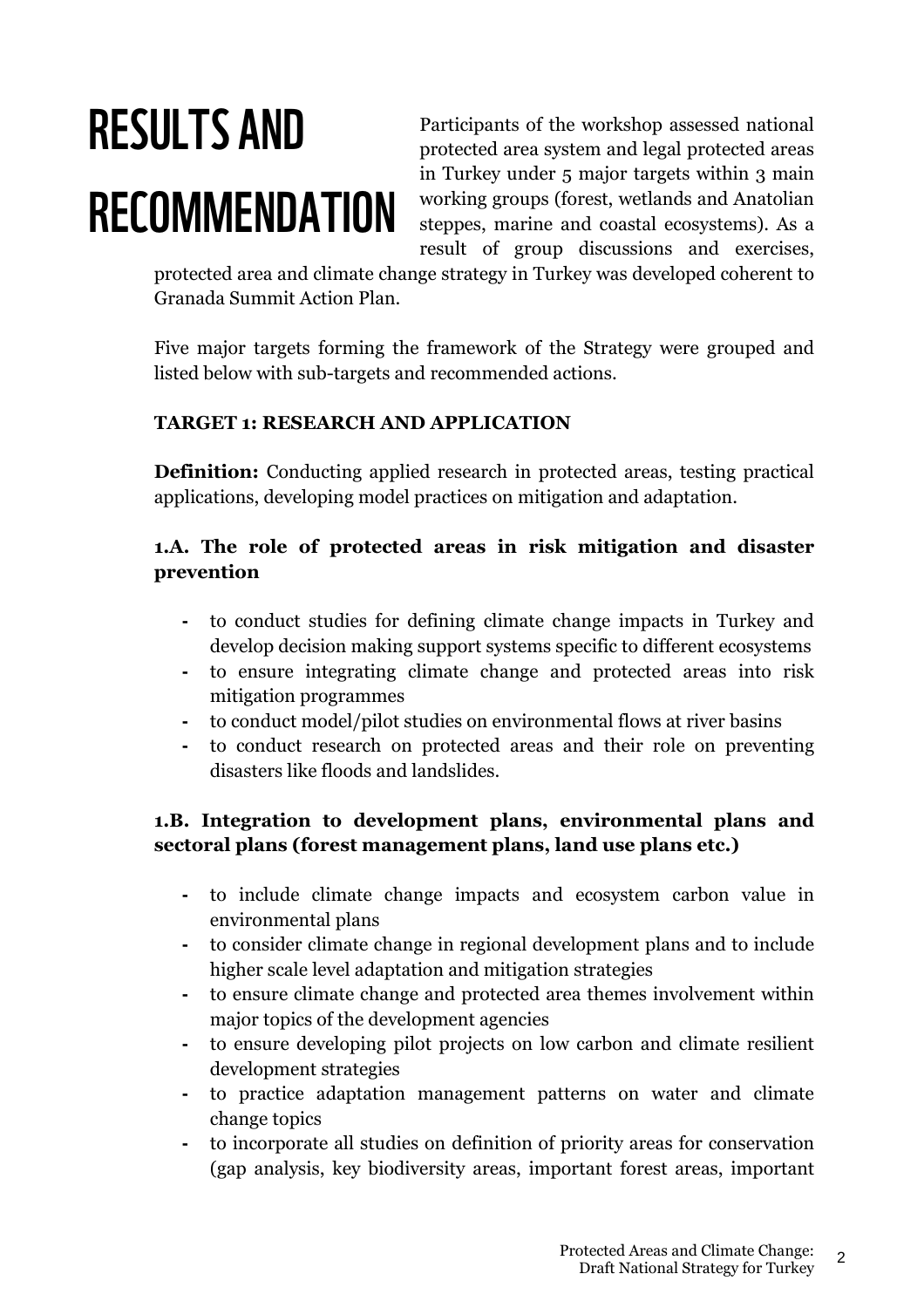# RESULTS AND RECOMMENDATION

Participants of the workshop assessed national protected area system and legal protected areas in Turkey under 5 major targets within 3 main working groups (forest, wetlands and Anatolian steppes, marine and coastal ecosystems). As a result of group discussions and exercises, protected area and climate change strategy in Turkey was developed coherent to Granada Summit Action Plan.

Five major targets forming the framework of the Strategy were grouped and listed below with sub-targets and recommended actions.

**TARGET 1: RESEARCH AND APPLICATION**

**Definition:** Conducting applied research in protected areas, testing practical applications, developing model practices on mitigation and adaptation.

### 1.A. The role of protected areas in risk mitigation and disaster prevention

- to conduct studies for defining climate change impacts in Turkey and develop decision making support systems specific to different ecosystems
- to ensure integrating climate change and protected areas into risk mitigation programmes
- to conduct model/pilot studies on environmental flows at river basins
- to conduct research on protected areas and their role on preventing disasters like floods and landslides.

### 1.B. Integration to development plans, environmental plans and sectoral plans (forest management plans, land use plans etc.)

- to include climate change impacts and ecosystem carbon value in environmental plans
- to consider climate change in regional development plans and to include higher scale level adaptation and mitigation strategies
- to ensure climate change and protected area themes involvement within major topics of the development agencies
- to ensure developing pilot projects on low carbon and climate resilient development strategies
- to practice adaptation management patterns on water and climate change topics
- to incorporate all studies on definition of priority areas for conservation (gap analysis, key biodiversity areas, important forest areas, important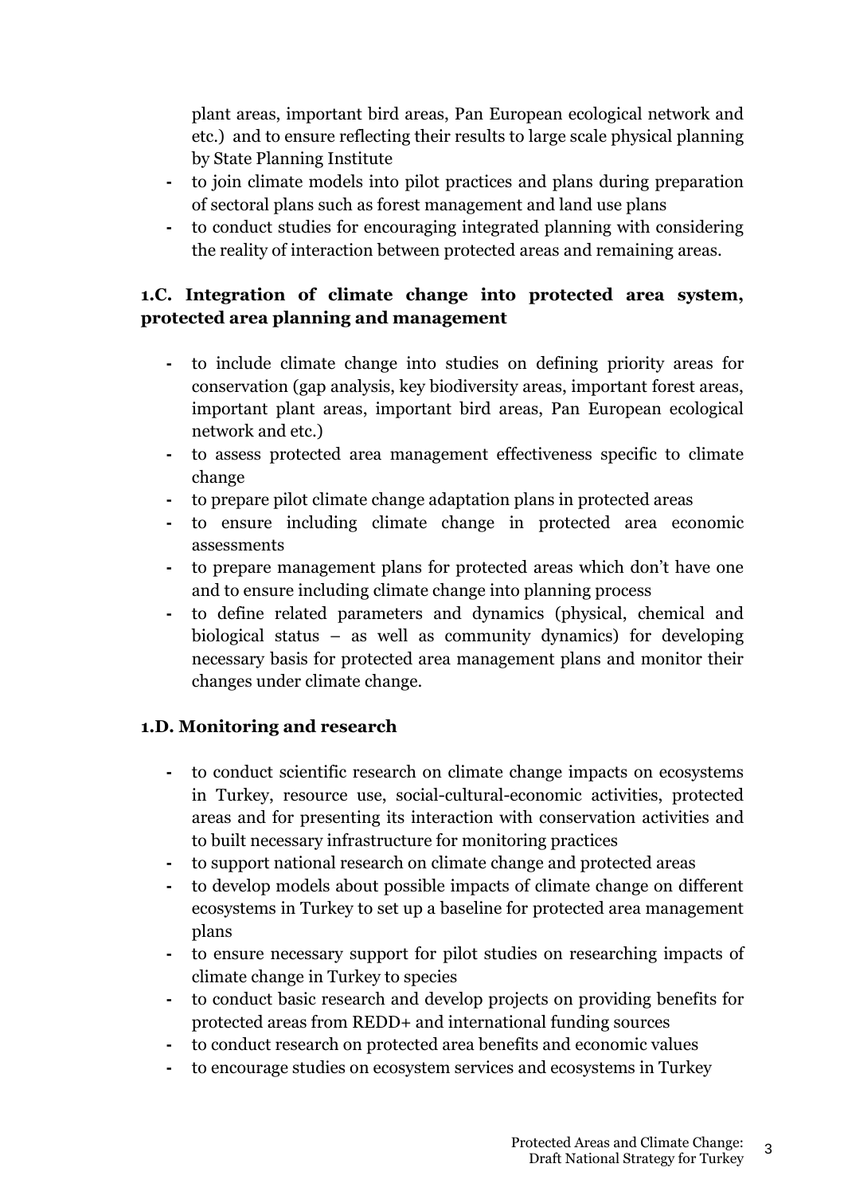plant areas, important bird areas, Pan European ecological network and etc.) and to ensure reflecting their results to large scale physical planning by State Planning Institute

- to join climate models into pilot practices and plans during preparation of sectoral plans such as forest management and land use plans
- to conduct studies for encouraging integrated planning with considering the reality of interaction between protected areas and remaining areas.

### 1.C. Integration of climate change into protected area system, protected area planning and management

- to include climate change into studies on defining priority areas for conservation (gap analysis, key biodiversity areas, important forest areas, important plant areas, important bird areas, Pan European ecological network and etc.)
- to assess protected area management effectiveness specific to climate change
- to prepare pilot climate change adaptation plans in protected areas
- to ensure including climate change in protected area economic assessments
- to prepare management plans for protected areas which don't have one and to ensure including climate change into planning process
- to define related parameters and dynamics (physical, chemical and biological status – as well as community dynamics) for developing necessary basis for protected area management plans and monitor their changes under climate change.

### 1.D. Monitoring and research

- to conduct scientific research on climate change impacts on ecosystems in Turkey, resource use, social-cultural-economic activities, protected areas and for presenting its interaction with conservation activities and to built necessary infrastructure for monitoring practices
- to support national research on climate change and protected areas
- to develop models about possible impacts of climate change on different ecosystems in Turkey to set up a baseline for protected area management plans
- to ensure necessary support for pilot studies on researching impacts of climate change in Turkey to species
- to conduct basic research and develop projects on providing benefits for protected areas from REDD+ and international funding sources
- to conduct research on protected area benefits and economic values
- to encourage studies on ecosystem services and ecosystems in Turkey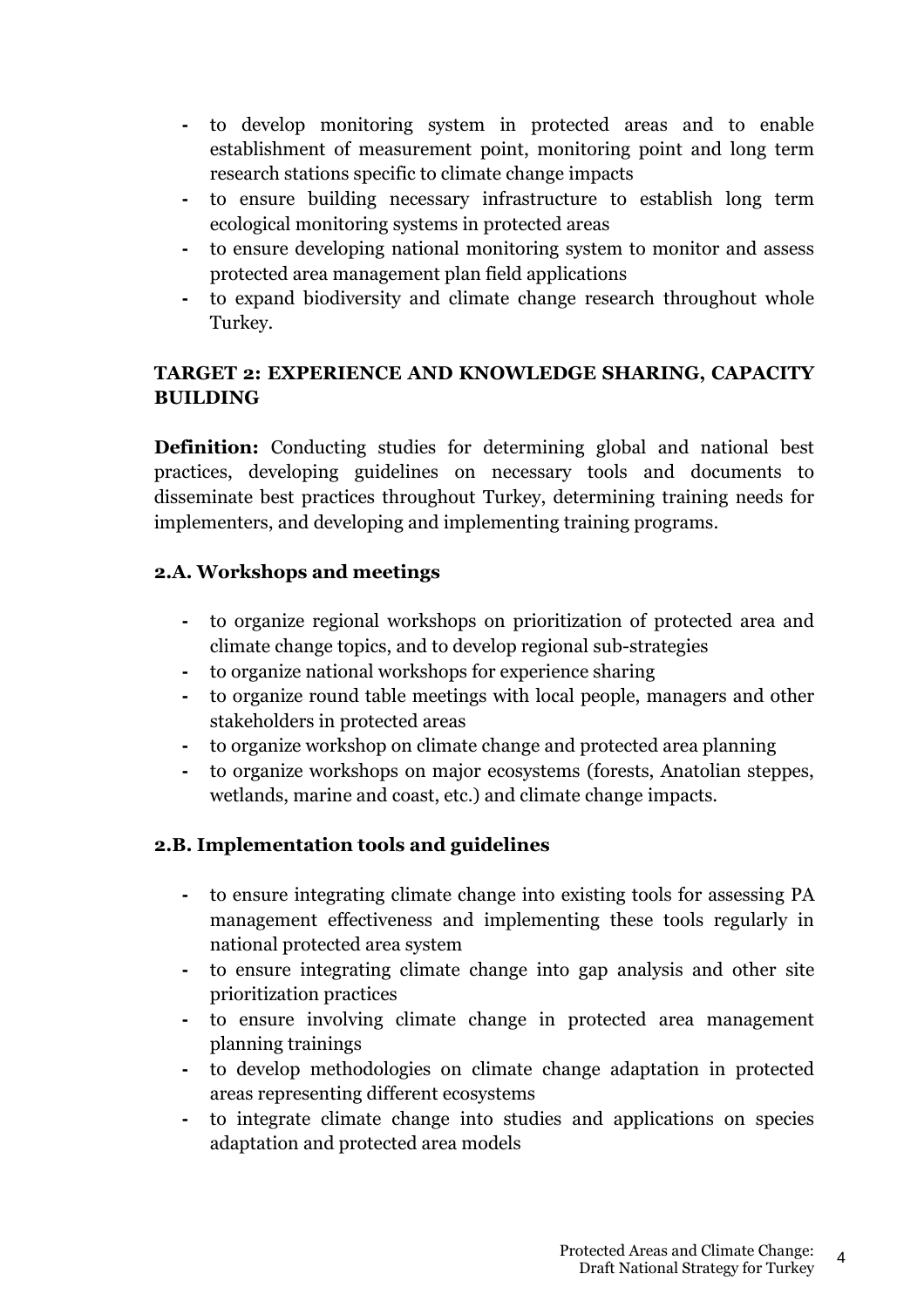- to develop monitoring system in protected areas and to enable establishment of measurement point, monitoring point and long term research stations specific to climate change impacts
- to ensure building necessary infrastructure to establish long term ecological monitoring systems in protected areas
- to ensure developing national monitoring system to monitor and assess protected area management plan field applications
- to expand biodiversity and climate change research throughout whole Turkey.

### TARGET 2: EXPERIENCE AND KNOWLEDGE SHARING, CAPACITY BUILDING

**Definition:** Conducting studies for determining global and national best practices, developing guidelines on necessary tools and documents to disseminate best practices throughout Turkey, determining training needs for implementers, and developing and implementing training programs.

#### 2.A. Workshops and meetings

- to organize regional workshops on prioritization of protected area and climate change topics, and to develop regional sub-strategies
- to organize national workshops for experience sharing
- to organize round table meetings with local people, managers and other stakeholders in protected areas
- to organize workshop on climate change and protected area planning
- to organize workshops on major ecosystems (forests, Anatolian steppes, wetlands, marine and coast, etc.) and climate change impacts.

#### 2.B. Implementation tools and guidelines

- to ensure integrating climate change into existing tools for assessing PA management effectiveness and implementing these tools regularly in national protected area system
- to ensure integrating climate change into gap analysis and other site prioritization practices
- to ensure involving climate change in protected area management planning trainings
- to develop methodologies on climate change adaptation in protected areas representing different ecosystems
- to integrate climate change into studies and applications on species adaptation and protected area models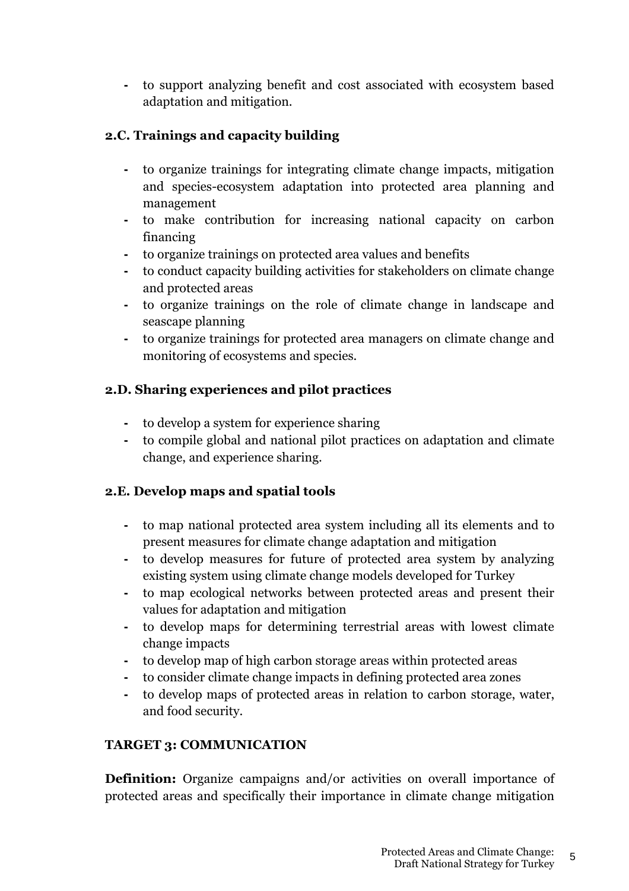- to support analyzing benefit and cost associated with ecosystem based adaptation and mitigation.

### 2.C. Trainings and capacity building

- to organize trainings for integrating climate change impacts, mitigation and species-ecosystem adaptation into protected area planning and management
- to make contribution for increasing national capacity on carbon financing
- to organize trainings on protected area values and benefits
- to conduct capacity building activities for stakeholders on climate change and protected areas
- to organize trainings on the role of climate change in landscape and seascape planning
- to organize trainings for protected area managers on climate change and monitoring of ecosystems and species.

### 2.D. Sharing experiences and pilot practices

- to develop a system for experience sharing
- to compile global and national pilot practices on adaptation and climate change, and experience sharing.

### 2.E. Develop maps and spatial tools

- to map national protected area system including all its elements and to present measures for climate change adaptation and mitigation
- to develop measures for future of protected area system by analyzing existing system using climate change models developed for Turkey
- to map ecological networks between protected areas and present their values for adaptation and mitigation
- to develop maps for determining terrestrial areas with lowest climate change impacts
- to develop map of high carbon storage areas within protected areas
- to consider climate change impacts in defining protected area zones
- to develop maps of protected areas in relation to carbon storage, water, and food security.

## TARGET 3: COMMUNICATION

**Definition:** Organize campaigns and/or activities on overall importance of protected areas and specifically their importance in climate change mitigation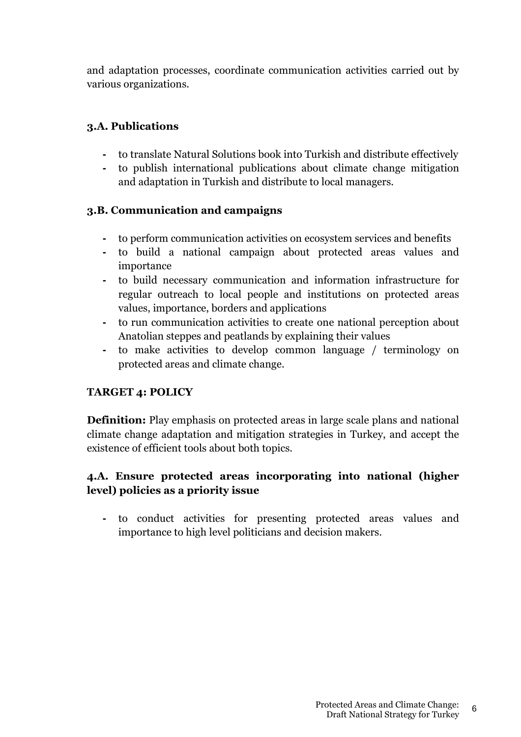and adaptation processes, coordinate communication activities carried out by various organizations.

### 3.A. Publications

- to translate Natural Solutions book into Turkish and distribute effectively
- to publish international publications about climate change mitigation and adaptation in Turkish and distribute to local managers.

### 3.B. Communication and campaigns

- to perform communication activities on ecosystem services and benefits
- to build a national campaign about protected areas values and importance
- to build necessary communication and information infrastructure for regular outreach to local people and institutions on protected areas values, importance, borders and applications
- to run communication activities to create one national perception about Anatolian steppes and peatlands by explaining their values
- to make activities to develop common language / terminology on protected areas and climate change.

## TARGET 4: POLICY

**Definition:** Play emphasis on protected areas in large scale plans and national climate change adaptation and mitigation strategies in Turkey, and accept the existence of efficient tools about both topics.

### 4.A. Ensure protected areas incorporating into national (higher level) policies as a priority issue

- to conduct activities for presenting protected areas values and importance to high level politicians and decision makers.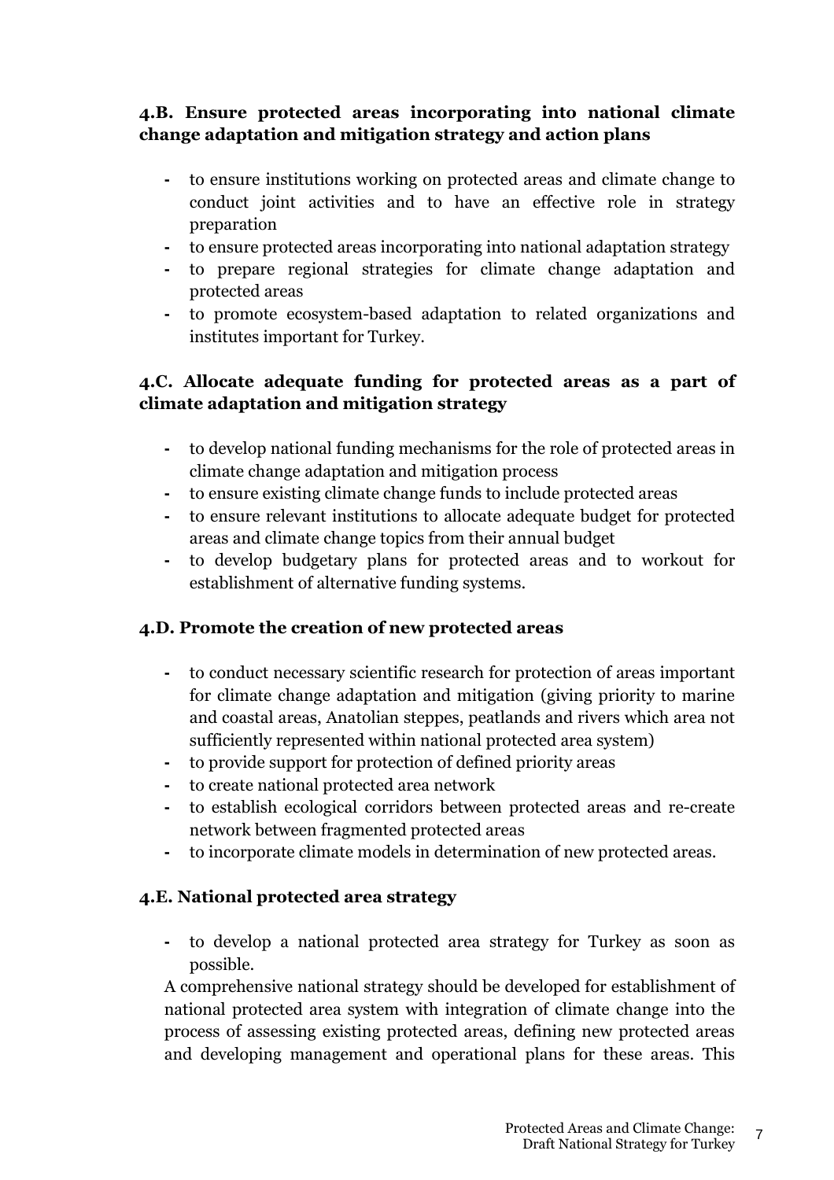### 4.B. Ensure protected areas incorporating into national climate change adaptation and mitigation strategy and action plans

- to ensure institutions working on protected areas and climate change to conduct joint activities and to have an effective role in strategy preparation
- to ensure protected areas incorporating into national adaptation strategy
- to prepare regional strategies for climate change adaptation and protected areas
- to promote ecosystem-based adaptation to related organizations and institutes important for Turkey.

### 4.C. Allocate adequate funding for protected areas as a part of climate adaptation and mitigation strategy

- to develop national funding mechanisms for the role of protected areas in climate change adaptation and mitigation process
- to ensure existing climate change funds to include protected areas
- to ensure relevant institutions to allocate adequate budget for protected areas and climate change topics from their annual budget
- to develop budgetary plans for protected areas and to workout for establishment of alternative funding systems.

### 4.D. Promote the creation of new protected areas

- to conduct necessary scientific research for protection of areas important for climate change adaptation and mitigation (giving priority to marine and coastal areas, Anatolian steppes, peatlands and rivers which area not sufficiently represented within national protected area system)
- to provide support for protection of defined priority areas
- to create national protected area network
- to establish ecological corridors between protected areas and re-create network between fragmented protected areas
- to incorporate climate models in determination of new protected areas.

### 4.E. National protected area strategy

- to develop a national protected area strategy for Turkey as soon as possible.

A comprehensive national strategy should be developed for establishment of national protected area system with integration of climate change into the process of assessing existing protected areas, defining new protected areas and developing management and operational plans for these areas. This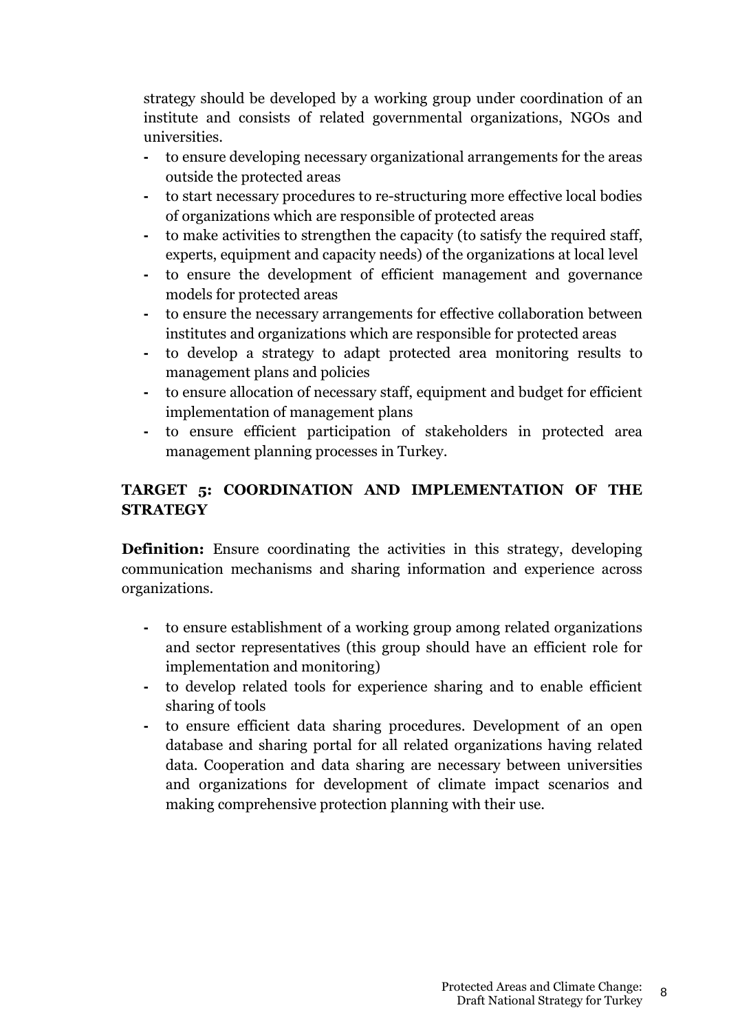strategy should be developed by a working group under coordination of an institute and consists of related governmental organizations, NGOs and universities.

- to ensure developing necessary organizational arrangements for the areas outside the protected areas
- to start necessary procedures to re-structuring more effective local bodies of organizations which are responsible of protected areas
- to make activities to strengthen the capacity (to satisfy the required staff, experts, equipment and capacity needs) of the organizations at local level
- to ensure the development of efficient management and governance models for protected areas
- to ensure the necessary arrangements for effective collaboration between institutes and organizations which are responsible for protected areas
- to develop a strategy to adapt protected area monitoring results to management plans and policies
- to ensure allocation of necessary staff, equipment and budget for efficient implementation of management plans
- to ensure efficient participation of stakeholders in protected area management planning processes in Turkey.

## TARGET 5: COORDINATION AND IMPLEMENTATION OF THE STRATEGY

**Definition:** Ensure coordinating the activities in this strategy, developing communication mechanisms and sharing information and experience across organizations.

- to ensure establishment of a working group among related organizations and sector representatives (this group should have an efficient role for implementation and monitoring)
- to develop related tools for experience sharing and to enable efficient sharing of tools
- to ensure efficient data sharing procedures. Development of an open database and sharing portal for all related organizations having related data. Cooperation and data sharing are necessary between universities and organizations for development of climate impact scenarios and making comprehensive protection planning with their use.